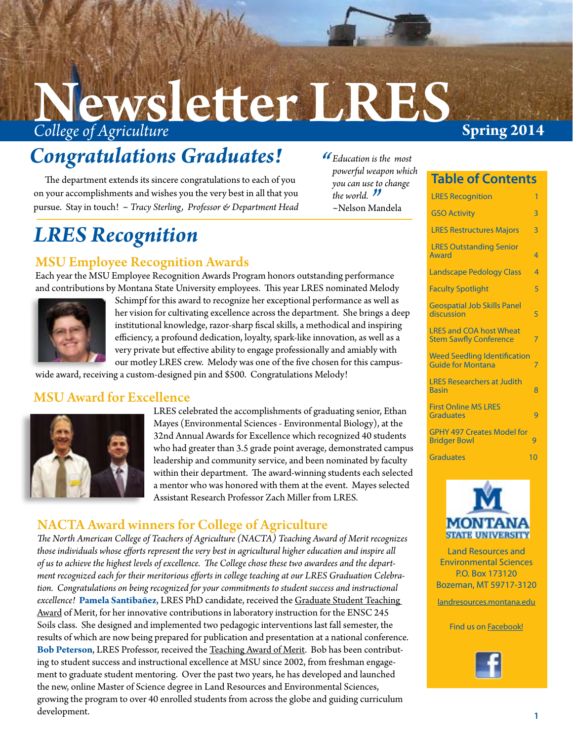# Newsletter LRES

*College of Agriculture*

**Spring 2014**

## *Congratulations Graduates!*

The department extends its sincere congratulations to each of you on your accomplishments and wishes you the very best in all that you pursue. Stay in touch! ~ *Tracy Sterling, Professor & Department Head*

> "*Education is the most powerful weapon which you can use to change the world.*"
> ~Nelson Mandela

## *LRES Recognition*

### MSU Employee Recognition Awards

Each year the MSU Employee Recognition Awards Program honors outstanding performance and contributions by Montana State University employees. This year LRES nominated Melody Schimpf for this award to recognize her exceptional performance as well as her vision for cultivating excellence across the department. She brings a deep institutional knowledge, razor-sharp fiscal skills, a methodical and inspiring efficiency, a profound dedication, loyalty, spark-like innovation, as well as a very private but effective ability to engage professionally and amiably with our motley LRES crew. Melody was one of the five chosen for this campus-wide award, receiving a custom-designed pin and $500. Congratulations Melody!

### MSU Award for Excellence

LRES celebrated the accomplishments of graduating senior, Ethan Mayes (Environmental Sciences - Environmental Biology), at the 32nd Annual Awards for Excellence which recognized 40 students who had greater than 3.5 grade point average, demonstrated campus leadership and community service, and been nominated by faculty within their department. The award-winning students each selected a mentor who was honored with them at the event. Mayes selected Assistant Research Professor Zach Miller from LRES.

### NACTA Award winners for College of Agriculture

*The North American College of Teachers of Agriculture (NACTA) Teaching Award of Merit recognizes those individuals whose efforts represent the very best in agricultural higher education and inspire all of us to achieve the highest levels of excellence. The College chose these two awardees and the department recognized each for their meritorious efforts in college teaching at our LRES Graduation Celebration. Congratulations on being recognized for your commitments to student success and instructional excellence!* **Pamela Santibañez**, LRES PhD candidate, received the Graduate Student Teaching Award of Merit, for her innovative contributions in laboratory instruction for the ENSC 245 Soils class. She designed and implemented two pedagogic interventions last fall semester, the results of which are now being prepared for publication and presentation at a national conference. **Bob Peterson**, LRES Professor, received the Teaching Award of Merit. Bob has been contributing to student success and instructional excellence at MSU since 2002, from freshman engagement to graduate student mentoring. Over the past two years, he has developed and launched the new, online Master of Science degree in Land Resources and Environmental Sciences, growing the program to over 40 enrolled students from across the globe and guiding curriculum development.

## Table of Contents

| | |
|---|---|
| LRES Recognition | 1 |
| GSO Activity | 3 |
| LRES Restructures Majors | 3 |
| LRES Outstanding Senior Award | 4 |
| Landscape Pedology Class | 4 |
| Faculty Spotlight | 5 |
| Geospatial Job Skills Panel discussion | 5 |
| LRES and COA host Wheat Stem Sawfly Conference | 7 |
| Weed Seedling Identification Guide for Montana | 7 |
| LRES Researchers at Judith Basin | 8 |
| First Online MS LRES Graduates | 9 |
| GPHY 497 Creates Model for Bridger Bowl | 9 |
| Graduates | 10 |

MONTANA STATE UNIVERSITY

Land Resources and Environmental Sciences
P.O. Box 173120
Bozeman, MT 59717-3120

landresources.montana.edu

Find us on Facebook!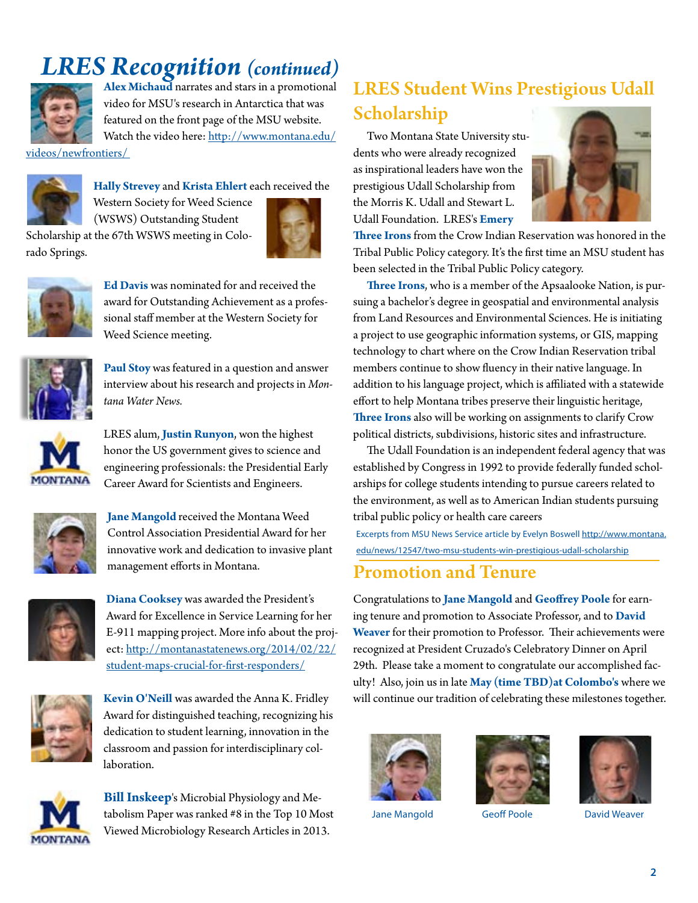# *LRES Recognition (continued)*

**Alex Michaud** narrates and stars in a promotional video for MSU's research in Antarctica that was featured on the front page of the MSU website. Watch the video here: http://www.montana.edu/videos/newfrontiers/

**Hally Strevey** and **Krista Ehlert** each received the Western Society for Weed Science (WSWS) Outstanding Student Scholarship at the 67th WSWS meeting in Colorado Springs.

**Ed Davis** was nominated for and received the award for Outstanding Achievement as a professional staff member at the Western Society for Weed Science meeting.

**Paul Stoy** was featured in a question and answer interview about his research and projects in *Montana Water News.*

LRES alum, **Justin Runyon**, won the highest honor the US government gives to science and engineering professionals: the Presidential Early Career Award for Scientists and Engineers.

**Jane Mangold** received the Montana Weed Control Association Presidential Award for her innovative work and dedication to invasive plant management efforts in Montana.

**Diana Cooksey** was awarded the President's Award for Excellence in Service Learning for her E-911 mapping project. More info about the project: http://montanastatenews.org/2014/02/22/student-maps-crucial-for-first-responders/

**Kevin O'Neill** was awarded the Anna K. Fridley Award for distinguished teaching, recognizing his dedication to student learning, innovation in the classroom and passion for interdisciplinary collaboration.

**Bill Inskeep**'s Microbial Physiology and Metabolism Paper was ranked #8 in the Top 10 Most Viewed Microbiology Research Articles in 2013.

## LRES Student Wins Prestigious Udall Scholarship

Two Montana State University students who were already recognized as inspirational leaders have won the prestigious Udall Scholarship from the Morris K. Udall and Stewart L. Udall Foundation. LRES's **Emery Three Irons** from the Crow Indian Reservation was honored in the Tribal Public Policy category. It's the first time an MSU student has been selected in the Tribal Public Policy category.

**Three Irons**, who is a member of the Apsaalooke Nation, is pursuing a bachelor's degree in geospatial and environmental analysis from Land Resources and Environmental Sciences. He is initiating a project to use geographic information systems, or GIS, mapping technology to chart where on the Crow Indian Reservation tribal members continue to show fluency in their native language. In addition to his language project, which is affiliated with a statewide effort to help Montana tribes preserve their linguistic heritage, **Three Irons** also will be working on assignments to clarify Crow political districts, subdivisions, historic sites and infrastructure.

The Udall Foundation is an independent federal agency that was established by Congress in 1992 to provide federally funded scholarships for college students intending to pursue careers related to the environment, as well as to American Indian students pursuing tribal public policy or health care careers

Excerpts from MSU News Service article by Evelyn Boswell http://www.montana.edu/news/12547/two-msu-students-win-prestigious-udall-scholarship

## Promotion and Tenure

Congratulations to **Jane Mangold** and **Geoffrey Poole** for earning tenure and promotion to Associate Professor, and to **David Weaver** for their promotion to Professor. Their achievements were recognized at President Cruzado's Celebratory Dinner on April 29th. Please take a moment to congratulate our accomplished faculty! Also, join us in late **May (time TBD)at Colombo's** where we will continue our tradition of celebrating these milestones together.

Jane Mangold    Geoff Poole    David Weaver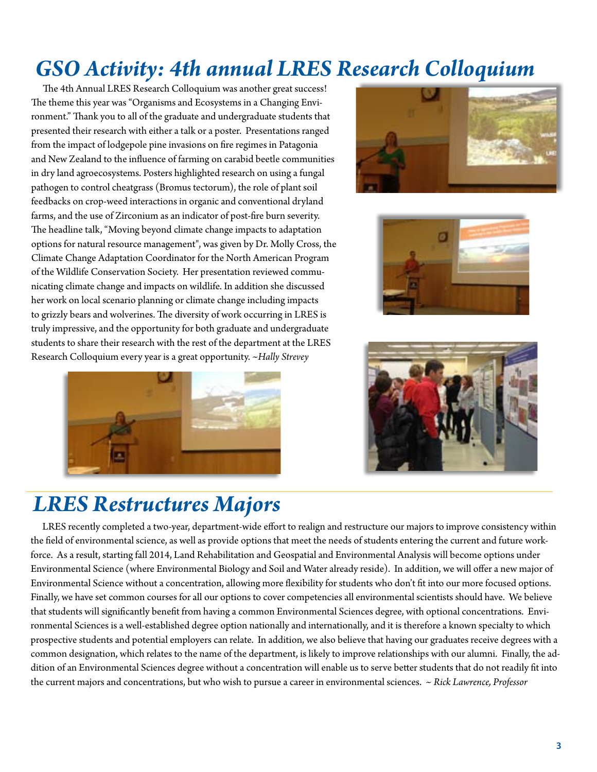# GSO Activity: 4th annual LRES Research Colloquium

The 4th Annual LRES Research Colloquium was another great success! The theme this year was "Organisms and Ecosystems in a Changing Environment." Thank you to all of the graduate and undergraduate students that presented their research with either a talk or a poster. Presentations ranged from the impact of lodgepole pine invasions on fire regimes in Patagonia and New Zealand to the influence of farming on carabid beetle communities in dry land agroecosystems. Posters highlighted research on using a fungal pathogen to control cheatgrass (Bromus tectorum), the role of plant soil feedbacks on crop-weed interactions in organic and conventional dryland farms, and the use of Zirconium as an indicator of post-fire burn severity. The headline talk, "Moving beyond climate change impacts to adaptation options for natural resource management", was given by Dr. Molly Cross, the Climate Change Adaptation Coordinator for the North American Program of the Wildlife Conservation Society. Her presentation reviewed communicating climate change and impacts on wildlife. In addition she discussed her work on local scenario planning or climate change including impacts to grizzly bears and wolverines. The diversity of work occurring in LRES is truly impressive, and the opportunity for both graduate and undergraduate students to share their research with the rest of the department at the LRES Research Colloquium every year is a great opportunity. *~Hally Strevey*

# LRES Restructures Majors

LRES recently completed a two-year, department-wide effort to realign and restructure our majors to improve consistency within the field of environmental science, as well as provide options that meet the needs of students entering the current and future workforce. As a result, starting fall 2014, Land Rehabilitation and Geospatial and Environmental Analysis will become options under Environmental Science (where Environmental Biology and Soil and Water already reside). In addition, we will offer a new major of Environmental Science without a concentration, allowing more flexibility for students who don't fit into our more focused options. Finally, we have set common courses for all our options to cover competencies all environmental scientists should have. We believe that students will significantly benefit from having a common Environmental Sciences degree, with optional concentrations. Environmental Sciences is a well-established degree option nationally and internationally, and it is therefore a known specialty to which prospective students and potential employers can relate. In addition, we also believe that having our graduates receive degrees with a common designation, which relates to the name of the department, is likely to improve relationships with our alumni. Finally, the addition of an Environmental Sciences degree without a concentration will enable us to serve better students that do not readily fit into the current majors and concentrations, but who wish to pursue a career in environmental sciences. *~ Rick Lawrence, Professor*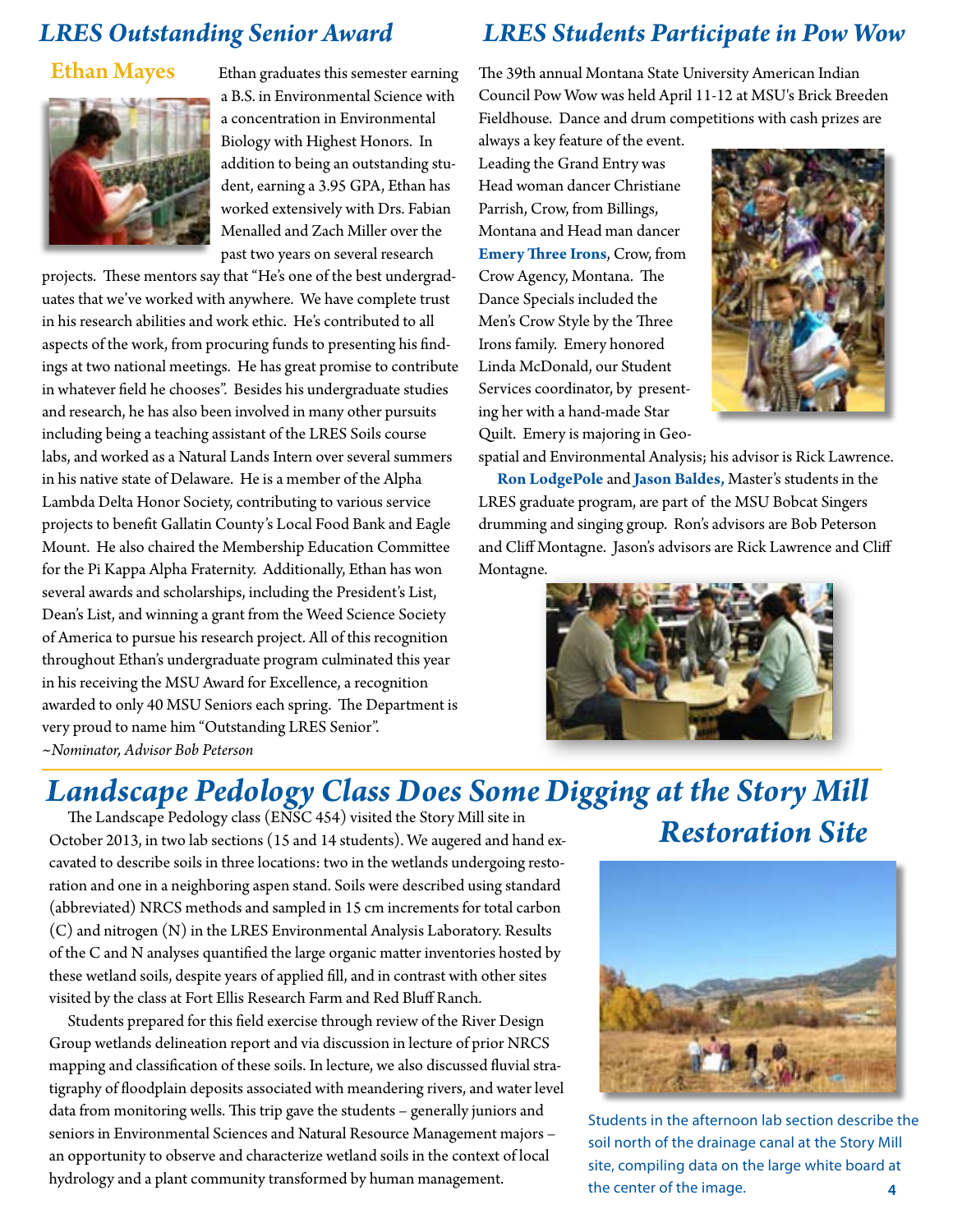## LRES Outstanding Senior Award

### Ethan Mayes

Ethan graduates this semester earning a B.S. in Environmental Science with a concentration in Environmental Biology with Highest Honors. In addition to being an outstanding student, earning a 3.95 GPA, Ethan has worked extensively with Drs. Fabian Menalled and Zach Miller over the past two years on several research projects. These mentors say that "He's one of the best undergraduates that we've worked with anywhere. We have complete trust in his research abilities and work ethic. He's contributed to all aspects of the work, from procuring funds to presenting his findings at two national meetings. He has great promise to contribute in whatever field he chooses". Besides his undergraduate studies and research, he has also been involved in many other pursuits including being a teaching assistant of the LRES Soils course labs, and worked as a Natural Lands Intern over several summers in his native state of Delaware. He is a member of the Alpha Lambda Delta Honor Society, contributing to various service projects to benefit Gallatin County's Local Food Bank and Eagle Mount. He also chaired the Membership Education Committee for the Pi Kappa Alpha Fraternity. Additionally, Ethan has won several awards and scholarships, including the President's List, Dean's List, and winning a grant from the Weed Science Society of America to pursue his research project. All of this recognition throughout Ethan's undergraduate program culminated this year in his receiving the MSU Award for Excellence, a recognition awarded to only 40 MSU Seniors each spring. The Department is very proud to name him "Outstanding LRES Senior".

*~Nominator, Advisor Bob Peterson*

## LRES Students Participate in Pow Wow

The 39th annual Montana State University American Indian Council Pow Wow was held April 11-12 at MSU's Brick Breeden Fieldhouse. Dance and drum competitions with cash prizes are always a key feature of the event. Leading the Grand Entry was Head woman dancer Christiane Parrish, Crow, from Billings, Montana and Head man dancer **Emery Three Irons**, Crow, from Crow Agency, Montana. The Dance Specials included the Men's Crow Style by the Three Irons family. Emery honored Linda McDonald, our Student Services coordinator, by presenting her with a hand-made Star Quilt. Emery is majoring in Geospatial and Environmental Analysis; his advisor is Rick Lawrence.

**Ron LodgePole** and **Jason Baldes,** Master's students in the LRES graduate program, are part of the MSU Bobcat Singers drumming and singing group. Ron's advisors are Bob Peterson and Cliff Montagne. Jason's advisors are Rick Lawrence and Cliff Montagne.

## Landscape Pedology Class Does Some Digging at the Story Mill Restoration Site

The Landscape Pedology class (ENSC 454) visited the Story Mill site in October 2013, in two lab sections (15 and 14 students). We augered and hand excavated to describe soils in three locations: two in the wetlands undergoing restoration and one in a neighboring aspen stand. Soils were described using standard (abbreviated) NRCS methods and sampled in 15 cm increments for total carbon (C) and nitrogen (N) in the LRES Environmental Analysis Laboratory. Results of the C and N analyses quantified the large organic matter inventories hosted by these wetland soils, despite years of applied fill, and in contrast with other sites visited by the class at Fort Ellis Research Farm and Red Bluff Ranch.

Students prepared for this field exercise through review of the River Design Group wetlands delineation report and via discussion in lecture of prior NRCS mapping and classification of these soils. In lecture, we also discussed fluvial stratigraphy of floodplain deposits associated with meandering rivers, and water level data from monitoring wells. This trip gave the students – generally juniors and seniors in Environmental Sciences and Natural Resource Management majors – an opportunity to observe and characterize wetland soils in the context of local hydrology and a plant community transformed by human management.

Students in the afternoon lab section describe the soil north of the drainage canal at the Story Mill site, compiling data on the large white board at the center of the image.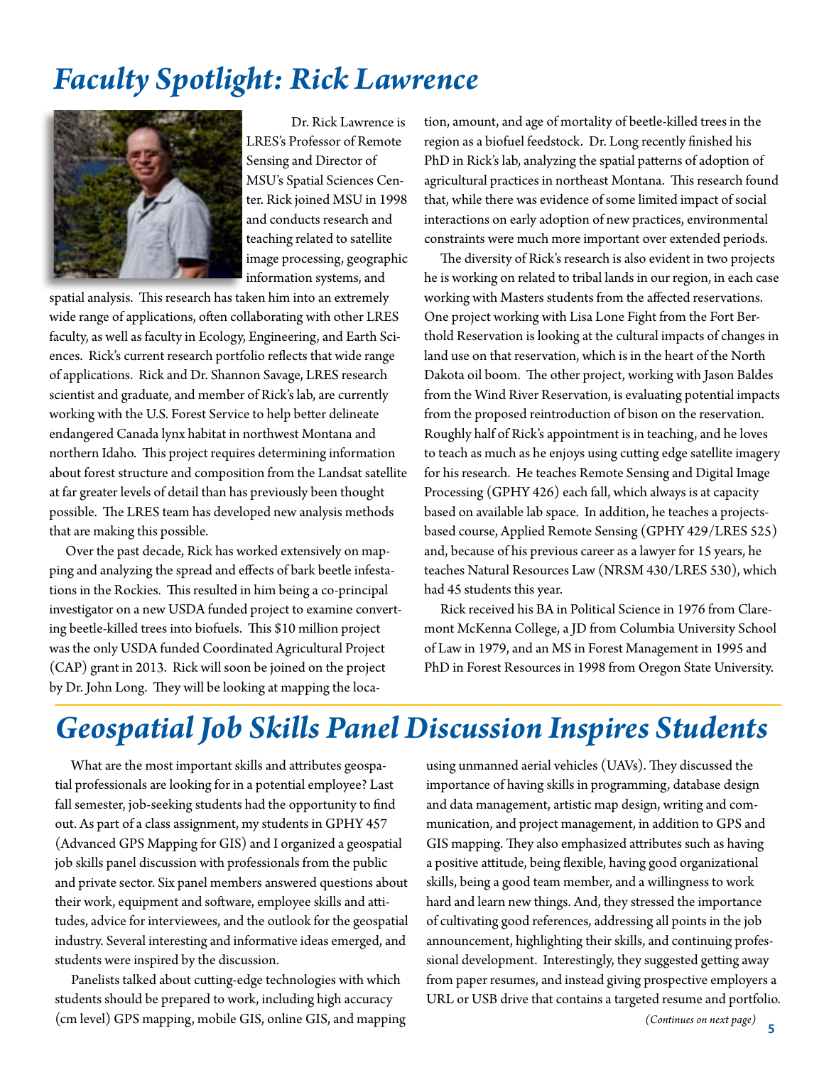# *Faculty Spotlight: Rick Lawrence*

Dr. Rick Lawrence is LRES's Professor of Remote Sensing and Director of MSU's Spatial Sciences Center. Rick joined MSU in 1998 and conducts research and teaching related to satellite image processing, geographic information systems, and spatial analysis. This research has taken him into an extremely wide range of applications, often collaborating with other LRES faculty, as well as faculty in Ecology, Engineering, and Earth Sciences. Rick's current research portfolio reflects that wide range of applications. Rick and Dr. Shannon Savage, LRES research scientist and graduate, and member of Rick's lab, are currently working with the U.S. Forest Service to help better delineate endangered Canada lynx habitat in northwest Montana and northern Idaho. This project requires determining information about forest structure and composition from the Landsat satellite at far greater levels of detail than has previously been thought possible. The LRES team has developed new analysis methods that are making this possible.

Over the past decade, Rick has worked extensively on mapping and analyzing the spread and effects of bark beetle infestations in the Rockies. This resulted in him being a co-principal investigator on a new USDA funded project to examine converting beetle-killed trees into biofuels. This $10 million project was the only USDA funded Coordinated Agricultural Project (CAP) grant in 2013. Rick will soon be joined on the project by Dr. John Long. They will be looking at mapping the location, amount, and age of mortality of beetle-killed trees in the region as a biofuel feedstock. Dr. Long recently finished his PhD in Rick's lab, analyzing the spatial patterns of adoption of agricultural practices in northeast Montana. This research found that, while there was evidence of some limited impact of social interactions on early adoption of new practices, environmental constraints were much more important over extended periods.

The diversity of Rick's research is also evident in two projects he is working on related to tribal lands in our region, in each case working with Masters students from the affected reservations. One project working with Lisa Lone Fight from the Fort Berthold Reservation is looking at the cultural impacts of changes in land use on that reservation, which is in the heart of the North Dakota oil boom. The other project, working with Jason Baldes from the Wind River Reservation, is evaluating potential impacts from the proposed reintroduction of bison on the reservation. Roughly half of Rick's appointment is in teaching, and he loves to teach as much as he enjoys using cutting edge satellite imagery for his research. He teaches Remote Sensing and Digital Image Processing (GPHY 426) each fall, which always is at capacity based on available lab space. In addition, he teaches a projects-based course, Applied Remote Sensing (GPHY 429/LRES 525) and, because of his previous career as a lawyer for 15 years, he teaches Natural Resources Law (NRSM 430/LRES 530), which had 45 students this year.

Rick received his BA in Political Science in 1976 from Claremont McKenna College, a JD from Columbia University School of Law in 1979, and an MS in Forest Management in 1995 and PhD in Forest Resources in 1998 from Oregon State University.

# *Geospatial Job Skills Panel Discussion Inspires Students*

What are the most important skills and attributes geospatial professionals are looking for in a potential employee? Last fall semester, job-seeking students had the opportunity to find out. As part of a class assignment, my students in GPHY 457 (Advanced GPS Mapping for GIS) and I organized a geospatial job skills panel discussion with professionals from the public and private sector. Six panel members answered questions about their work, equipment and software, employee skills and attitudes, advice for interviewees, and the outlook for the geospatial industry. Several interesting and informative ideas emerged, and students were inspired by the discussion.

Panelists talked about cutting-edge technologies with which students should be prepared to work, including high accuracy (cm level) GPS mapping, mobile GIS, online GIS, and mapping using unmanned aerial vehicles (UAVs). They discussed the importance of having skills in programming, database design and data management, artistic map design, writing and communication, and project management, in addition to GPS and GIS mapping. They also emphasized attributes such as having a positive attitude, being flexible, having good organizational skills, being a good team member, and a willingness to work hard and learn new things. And, they stressed the importance of cultivating good references, addressing all points in the job announcement, highlighting their skills, and continuing professional development. Interestingly, they suggested getting away from paper resumes, and instead giving prospective employers a URL or USB drive that contains a targeted resume and portfolio.

*(Continues on next page)*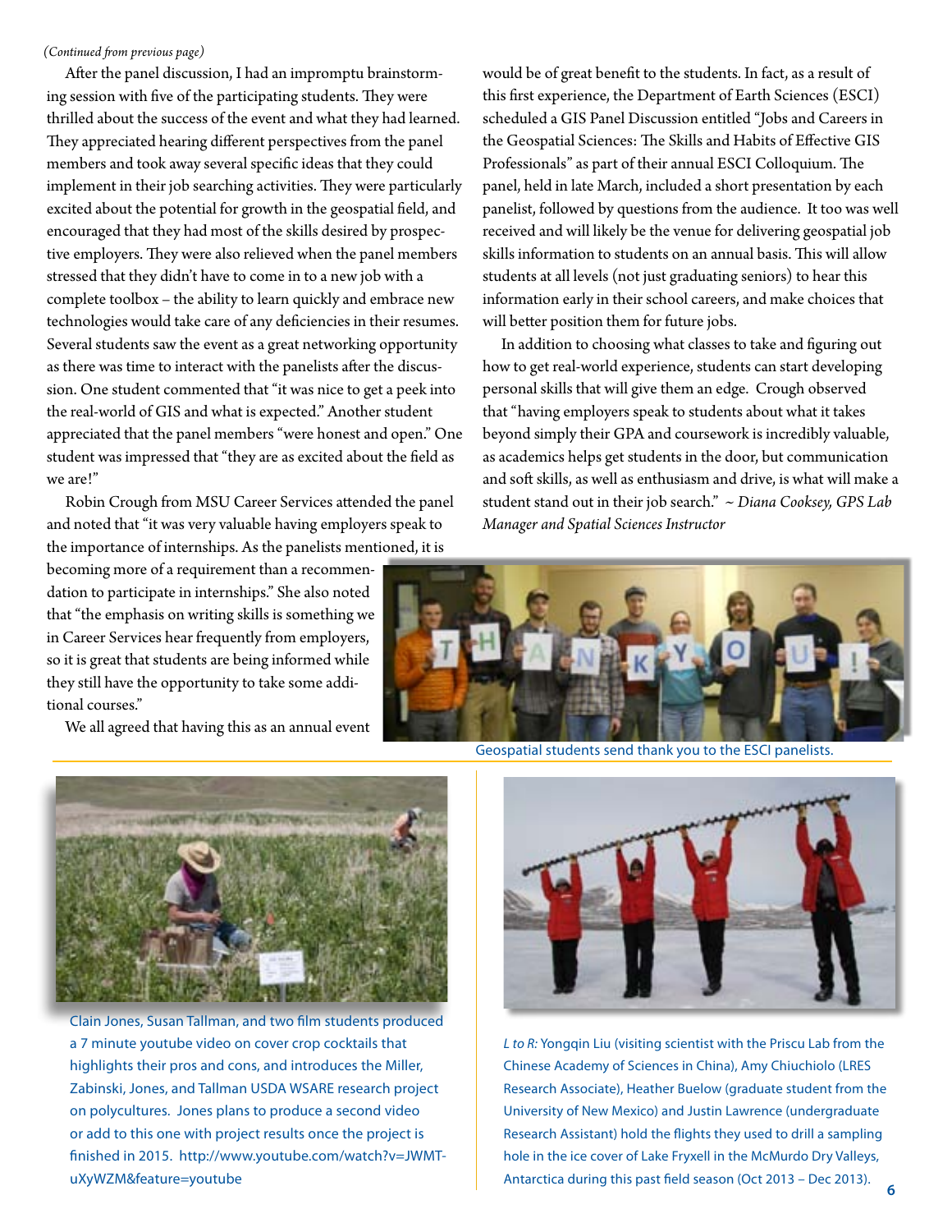*(Continued from previous page)*

After the panel discussion, I had an impromptu brainstorming session with five of the participating students. They were thrilled about the success of the event and what they had learned. They appreciated hearing different perspectives from the panel members and took away several specific ideas that they could implement in their job searching activities. They were particularly excited about the potential for growth in the geospatial field, and encouraged that they had most of the skills desired by prospective employers. They were also relieved when the panel members stressed that they didn't have to come in to a new job with a complete toolbox – the ability to learn quickly and embrace new technologies would take care of any deficiencies in their resumes. Several students saw the event as a great networking opportunity as there was time to interact with the panelists after the discussion. One student commented that "it was nice to get a peek into the real-world of GIS and what is expected." Another student appreciated that the panel members "were honest and open." One student was impressed that "they are as excited about the field as we are!"

Robin Crough from MSU Career Services attended the panel and noted that "it was very valuable having employers speak to the importance of internships. As the panelists mentioned, it is becoming more of a requirement than a recommendation to participate in internships." She also noted that "the emphasis on writing skills is something we in Career Services hear frequently from employers, so it is great that students are being informed while they still have the opportunity to take some additional courses."

We all agreed that having this as an annual event would be of great benefit to the students. In fact, as a result of this first experience, the Department of Earth Sciences (ESCI) scheduled a GIS Panel Discussion entitled "Jobs and Careers in the Geospatial Sciences: The Skills and Habits of Effective GIS Professionals" as part of their annual ESCI Colloquium. The panel, held in late March, included a short presentation by each panelist, followed by questions from the audience. It too was well received and will likely be the venue for delivering geospatial job skills information to students on an annual basis. This will allow students at all levels (not just graduating seniors) to hear this information early in their school careers, and make choices that will better position them for future jobs.

In addition to choosing what classes to take and figuring out how to get real-world experience, students can start developing personal skills that will give them an edge. Crough observed that "having employers speak to students about what it takes beyond simply their GPA and coursework is incredibly valuable, as academics helps get students in the door, but communication and soft skills, as well as enthusiasm and drive, is what will make a student stand out in their job search." *~ Diana Cooksey, GPS Lab Manager and Spatial Sciences Instructor*

Geospatial students send thank you to the ESCI panelists.

Clain Jones, Susan Tallman, and two film students produced a 7 minute youtube video on cover crop cocktails that highlights their pros and cons, and introduces the Miller, Zabinski, Jones, and Tallman USDA WSARE research project on polycultures. Jones plans to produce a second video or add to this one with project results once the project is finished in 2015. http://www.youtube.com/watch?v=JWMT-uXyWZM&feature=youtube

*L to R:* Yongqin Liu (visiting scientist with the Priscu Lab from the Chinese Academy of Sciences in China), Amy Chiuchiolo (LRES Research Associate), Heather Buelow (graduate student from the University of New Mexico) and Justin Lawrence (undergraduate Research Assistant) hold the flights they used to drill a sampling hole in the ice cover of Lake Fryxell in the McMurdo Dry Valleys, Antarctica during this past field season (Oct 2013 – Dec 2013).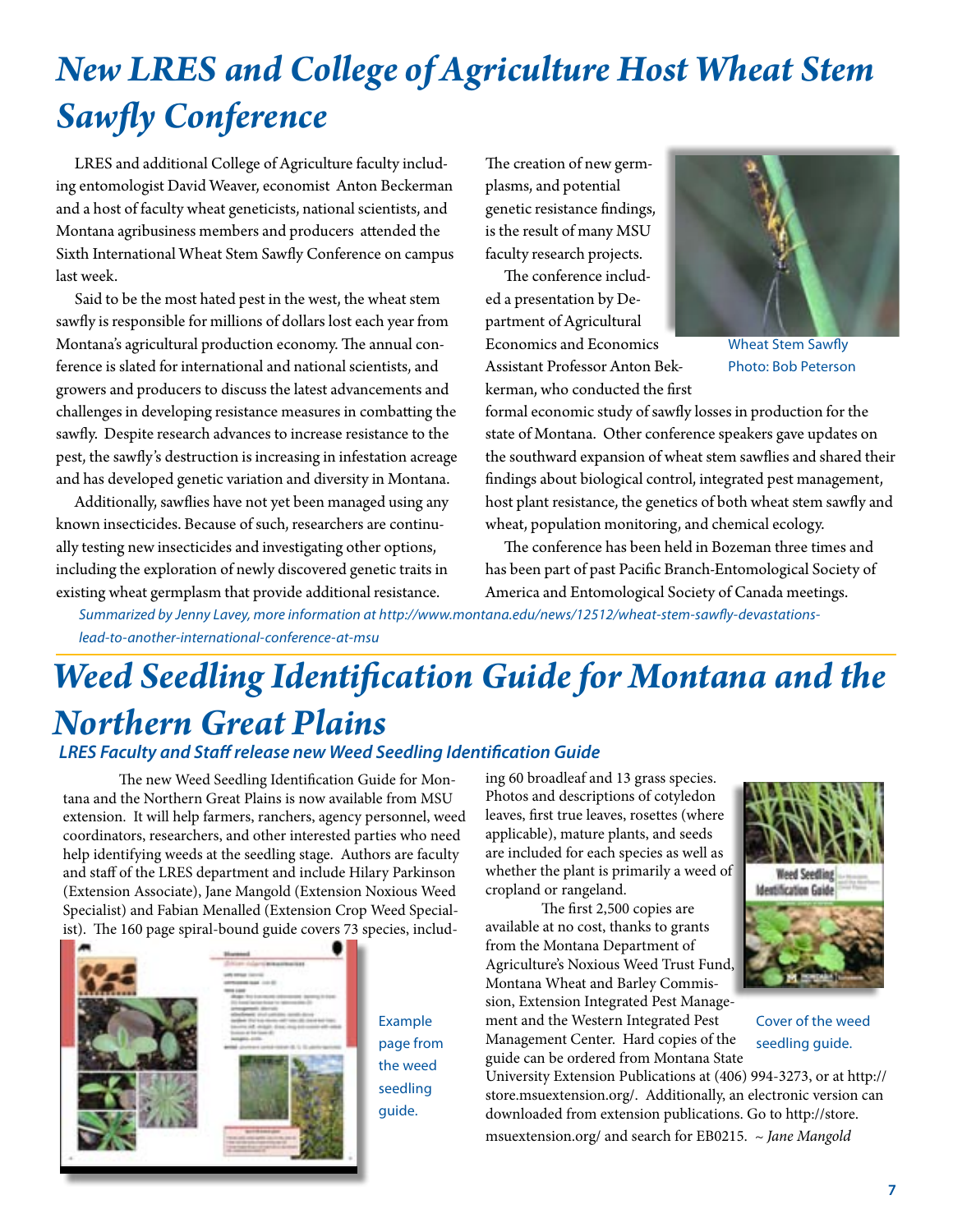# New LRES and College of Agriculture Host Wheat Stem Sawfly Conference

LRES and additional College of Agriculture faculty including entomologist David Weaver, economist Anton Beckerman and a host of faculty wheat geneticists, national scientists, and Montana agribusiness members and producers attended the Sixth International Wheat Stem Sawfly Conference on campus last week.

Said to be the most hated pest in the west, the wheat stem sawfly is responsible for millions of dollars lost each year from Montana's agricultural production economy. The annual conference is slated for international and national scientists, and growers and producers to discuss the latest advancements and challenges in developing resistance measures in combatting the sawfly. Despite research advances to increase resistance to the pest, the sawfly's destruction is increasing in infestation acreage and has developed genetic variation and diversity in Montana.

Additionally, sawflies have not yet been managed using any known insecticides. Because of such, researchers are continually testing new insecticides and investigating other options, including the exploration of newly discovered genetic traits in existing wheat germplasm that provide additional resistance.

The creation of new germplasms, and potential genetic resistance findings, is the result of many MSU faculty research projects.

The conference included a presentation by Department of Agricultural Economics and Economics Assistant Professor Anton Bekkerman, who conducted the first formal economic study of sawfly losses in production for the state of Montana. Other conference speakers gave updates on the southward expansion of wheat stem sawflies and shared their findings about biological control, integrated pest management, host plant resistance, the genetics of both wheat stem sawfly and wheat, population monitoring, and chemical ecology.

Wheat Stem Sawfly
Photo: Bob Peterson

The conference has been held in Bozeman three times and has been part of past Pacific Branch-Entomological Society of America and Entomological Society of Canada meetings.

*Summarized by Jenny Lavey, more information at http://www.montana.edu/news/12512/wheat-stem-sawfly-devastations-lead-to-another-international-conference-at-msu*

# Weed Seedling Identification Guide for Montana and the Northern Great Plains

### LRES Faculty and Staff release new Weed Seedling Identification Guide

The new Weed Seedling Identification Guide for Montana and the Northern Great Plains is now available from MSU extension. It will help farmers, ranchers, agency personnel, weed coordinators, researchers, and other interested parties who need help identifying weeds at the seedling stage. Authors are faculty and staff of the LRES department and include Hilary Parkinson (Extension Associate), Jane Mangold (Extension Noxious Weed Specialist) and Fabian Menalled (Extension Crop Weed Specialist). The 160 page spiral-bound guide covers 73 species, including 60 broadleaf and 13 grass species. Photos and descriptions of cotyledon leaves, first true leaves, rosettes (where applicable), mature plants, and seeds are included for each species as well as whether the plant is primarily a weed of cropland or rangeland.

Example page from the weed seedling guide.

The first 2,500 copies are available at no cost, thanks to grants from the Montana Department of Agriculture's Noxious Weed Trust Fund, Montana Wheat and Barley Commission, Extension Integrated Pest Management and the Western Integrated Pest Management Center. Hard copies of the guide can be ordered from Montana State University Extension Publications at (406) 994-3273, or at http://store.msuextension.org/. Additionally, an electronic version can downloaded from extension publications. Go to http://store.msuextension.org/ and search for EB0215. *~ Jane Mangold*

Cover of the weed seedling guide.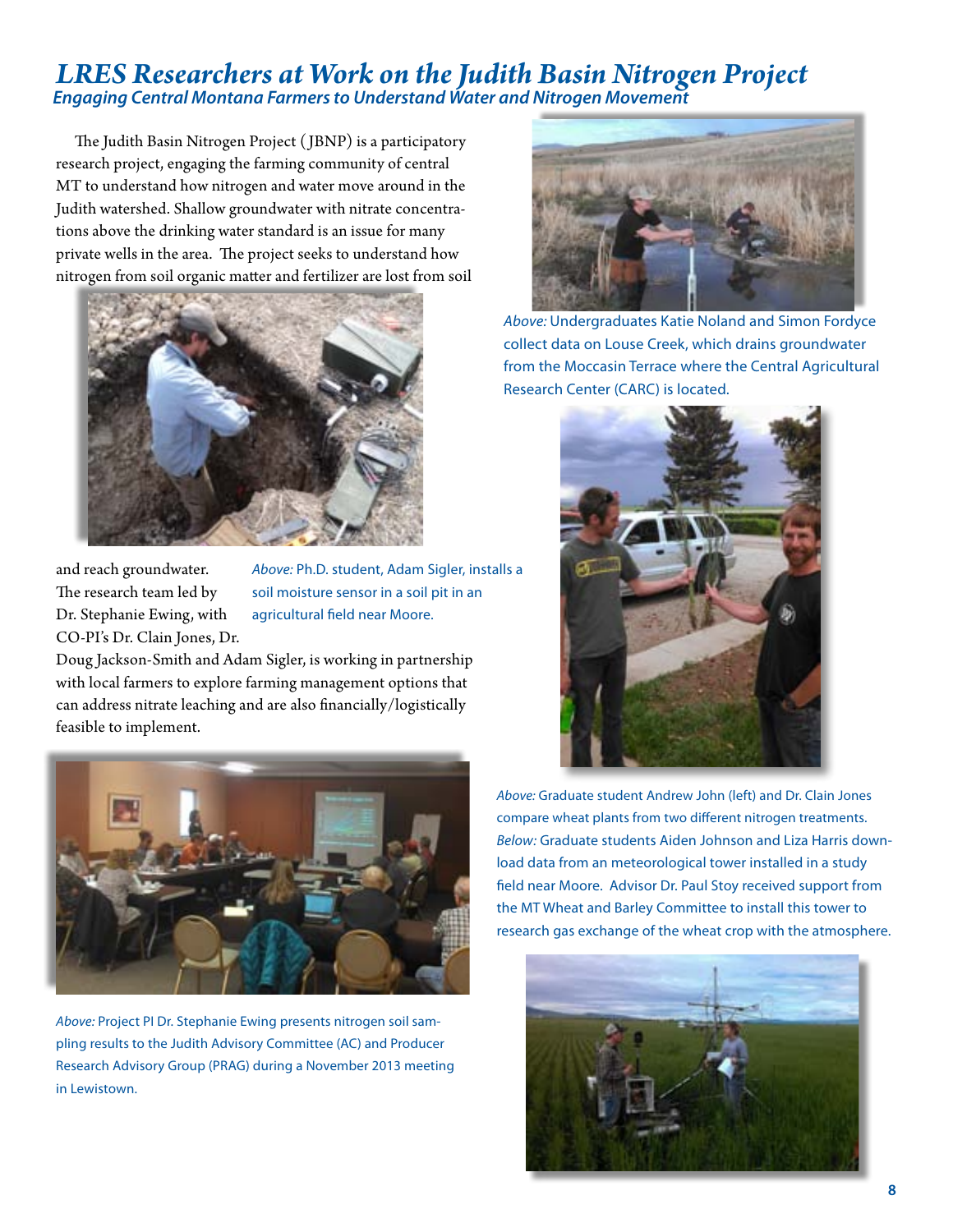# *LRES Researchers at Work on the Judith Basin Nitrogen Project*

## *Engaging Central Montana Farmers to Understand Water and Nitrogen Movement*

The Judith Basin Nitrogen Project (JBNP) is a participatory research project, engaging the farming community of central MT to understand how nitrogen and water move around in the Judith watershed. Shallow groundwater with nitrate concentrations above the drinking water standard is an issue for many private wells in the area. The project seeks to understand how nitrogen from soil organic matter and fertilizer are lost from soil and reach groundwater. The research team led by Dr. Stephanie Ewing, with CO-PI's Dr. Clain Jones, Dr. Doug Jackson-Smith and Adam Sigler, is working in partnership with local farmers to explore farming management options that can address nitrate leaching and are also financially/logistically feasible to implement.

*Above:* Ph.D. student, Adam Sigler, installs a soil moisture sensor in a soil pit in an agricultural field near Moore.

*Above:* Undergraduates Katie Noland and Simon Fordyce collect data on Louse Creek, which drains groundwater from the Moccasin Terrace where the Central Agricultural Research Center (CARC) is located.

*Above:* Graduate student Andrew John (left) and Dr. Clain Jones compare wheat plants from two different nitrogen treatments.

*Below:* Graduate students Aiden Johnson and Liza Harris download data from an meteorological tower installed in a study field near Moore. Advisor Dr. Paul Stoy received support from the MT Wheat and Barley Committee to install this tower to research gas exchange of the wheat crop with the atmosphere.

*Above:* Project PI Dr. Stephanie Ewing presents nitrogen soil sampling results to the Judith Advisory Committee (AC) and Producer Research Advisory Group (PRAG) during a November 2013 meeting in Lewistown.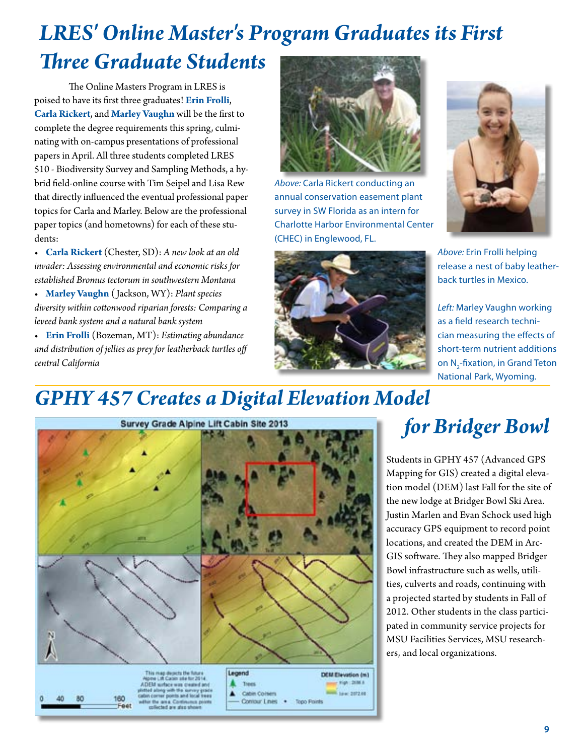# LRES' Online Master's Program Graduates its First Three Graduate Students

The Online Masters Program in LRES is poised to have its first three graduates! **Erin Frolli**, **Carla Rickert**, and **Marley Vaughn** will be the first to complete the degree requirements this spring, culminating with on-campus presentations of professional papers in April. All three students completed LRES 510 - Biodiversity Survey and Sampling Methods, a hybrid field-online course with Tim Seipel and Lisa Rew that directly influenced the eventual professional paper topics for Carla and Marley. Below are the professional paper topics (and hometowns) for each of these students:

- **Carla Rickert** (Chester, SD): *A new look at an old invader: Assessing environmental and economic risks for established Bromus tectorum in southwestern Montana*
- **Marley Vaughn** (Jackson, WY): *Plant species diversity within cottonwood riparian forests: Comparing a leveed bank system and a natural bank system*
- **Erin Frolli** (Bozeman, MT): *Estimating abundance and distribution of jellies as prey for leatherback turtles off central California*

*Above:* Carla Rickert conducting an annual conservation easement plant survey in SW Florida as an intern for Charlotte Harbor Environmental Center (CHEC) in Englewood, FL.

*Above:* Erin Frolli helping release a nest of baby leatherback turtles in Mexico.

*Left:* Marley Vaughn working as a field research technician measuring the effects of short-term nutrient additions on $N_2$-fixation, in Grand Teton National Park, Wyoming.

# GPHY 457 Creates a Digital Elevation Model for Bridger Bowl

Survey Grade Alpine Lift Cabin Site 2013

This map depicts the future Alpine Lift Cabin site for 2014. A DEM surface was created and plotted along with the survey grade cabin corner points and local trees within the area. Continuous points collected are also shown.

Legend: Trees; Cabin Corners; Contour Lines; Topo Points

DEM Elevation (m): High: 2186.9; Low: 2072.68

0 40 80 160 Feet

Students in GPHY 457 (Advanced GPS Mapping for GIS) created a digital elevation model (DEM) last Fall for the site of the new lodge at Bridger Bowl Ski Area. Justin Marlen and Evan Schock used high accuracy GPS equipment to record point locations, and created the DEM in ArcGIS software. They also mapped Bridger Bowl infrastructure such as wells, utilities, culverts and roads, continuing with a projected started by students in Fall of 2012. Other students in the class participated in community service projects for MSU Facilities Services, MSU researchers, and local organizations.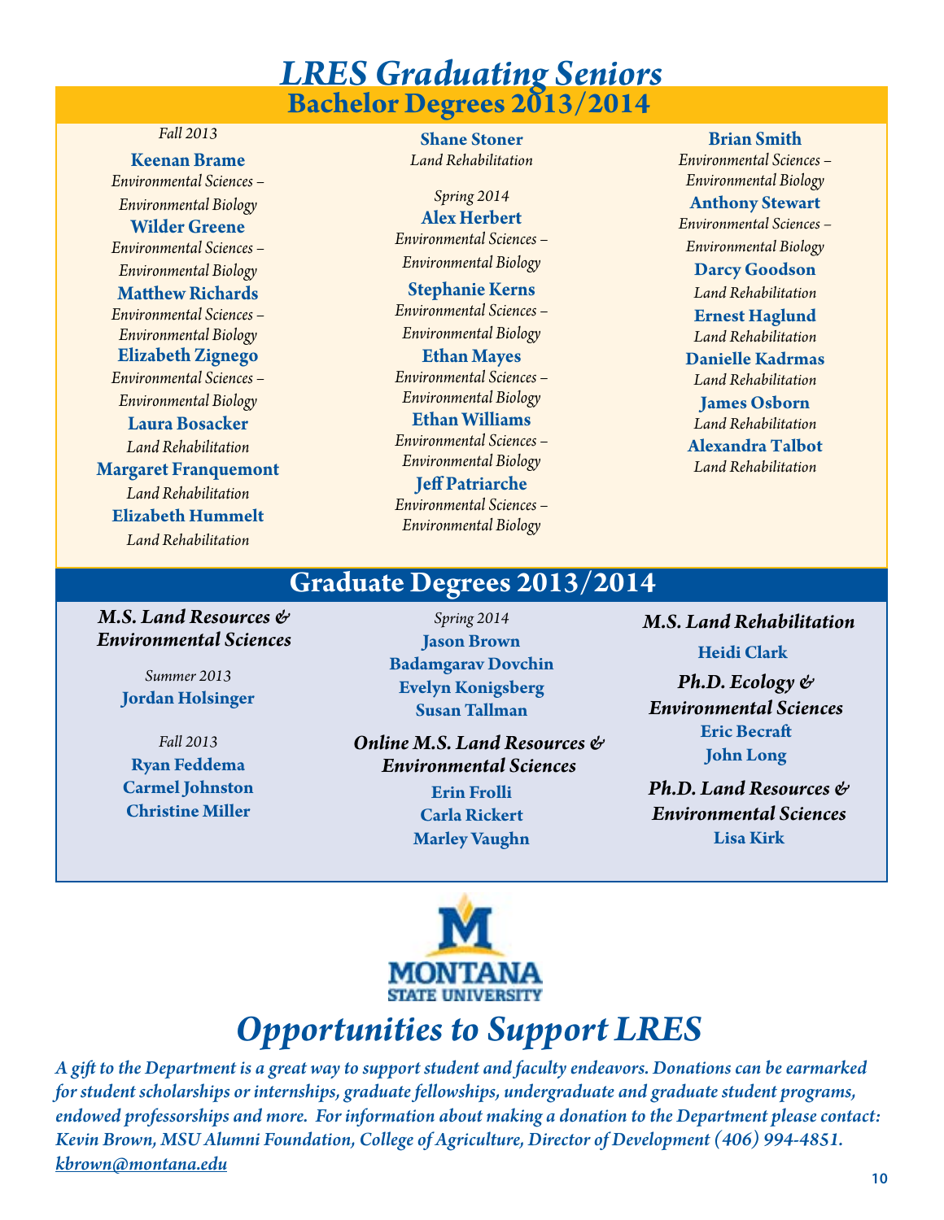# *LRES Graduating Seniors*

## Bachelor Degrees 2013/2014

*Fall 2013*

**Keenan Brame**
*Environmental Sciences – Environmental Biology*

**Wilder Greene**
*Environmental Sciences – Environmental Biology*

**Matthew Richards**
*Environmental Sciences – Environmental Biology*

**Elizabeth Zignego**
*Environmental Sciences – Environmental Biology*

**Laura Bosacker**
*Land Rehabilitation*

**Margaret Franquemont**
*Land Rehabilitation*

**Elizabeth Hummelt**
*Land Rehabilitation*

**Shane Stoner**
*Land Rehabilitation*

*Spring 2014*

**Alex Herbert**
*Environmental Sciences – Environmental Biology*

**Stephanie Kerns**
*Environmental Sciences – Environmental Biology*

**Ethan Mayes**
*Environmental Sciences – Environmental Biology*

**Ethan Williams**
*Environmental Sciences – Environmental Biology*

**Jeff Patriarche**
*Environmental Sciences – Environmental Biology*

**Brian Smith**
*Environmental Sciences – Environmental Biology*

**Anthony Stewart**
*Environmental Sciences – Environmental Biology*

**Darcy Goodson**
*Land Rehabilitation*

**Ernest Haglund**
*Land Rehabilitation*

**Danielle Kadrmas**
*Land Rehabilitation*

**James Osborn**
*Land Rehabilitation*

**Alexandra Talbot**
*Land Rehabilitation*

## Graduate Degrees 2013/2014

***M.S. Land Resources & Environmental Sciences***

*Summer 2013*

**Jordan Holsinger**

*Fall 2013*

**Ryan Feddema**
**Carmel Johnston**
**Christine Miller**

*Spring 2014*

**Jason Brown**
**Badamgarav Dovchin**
**Evelyn Konigsberg**
**Susan Tallman**

***Online M.S. Land Resources & Environmental Sciences***

**Erin Frolli**
**Carla Rickert**
**Marley Vaughn**

***M.S. Land Rehabilitation***

**Heidi Clark**

***Ph.D. Ecology & Environmental Sciences***

**Eric Becraft**
**John Long**

***Ph.D. Land Resources & Environmental Sciences***

**Lisa Kirk**

MONTANA STATE UNIVERSITY

# *Opportunities to Support LRES*

***A gift to the Department is a great way to support student and faculty endeavors. Donations can be earmarked for student scholarships or internships, graduate fellowships, undergraduate and graduate student programs, endowed professorships and more. For information about making a donation to the Department please contact: Kevin Brown, MSU Alumni Foundation, College of Agriculture, Director of Development (406) 994-4851. kbrown@montana.edu***